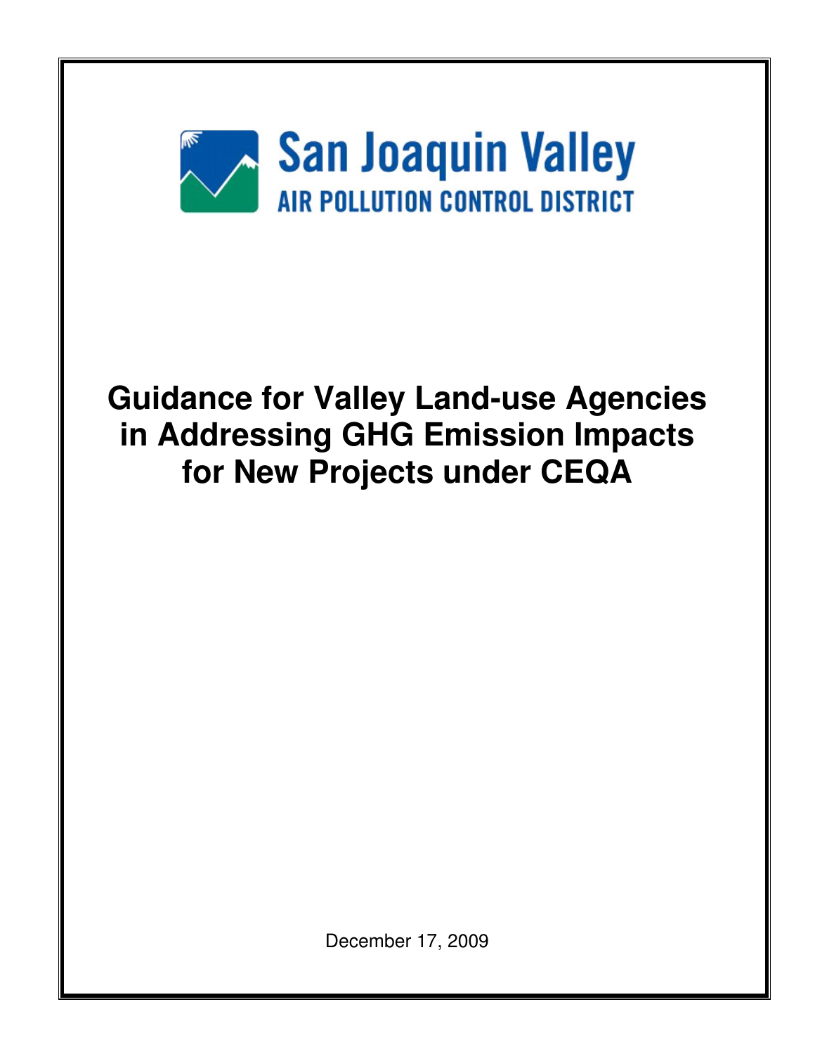San Joaquin Valley

AIR POLLUTION CONTROL DISTRICT

# Guidance for Valley Land-use Agencies in Addressing GHG Emission Impacts for New Projects under CEQA

December 17, 2009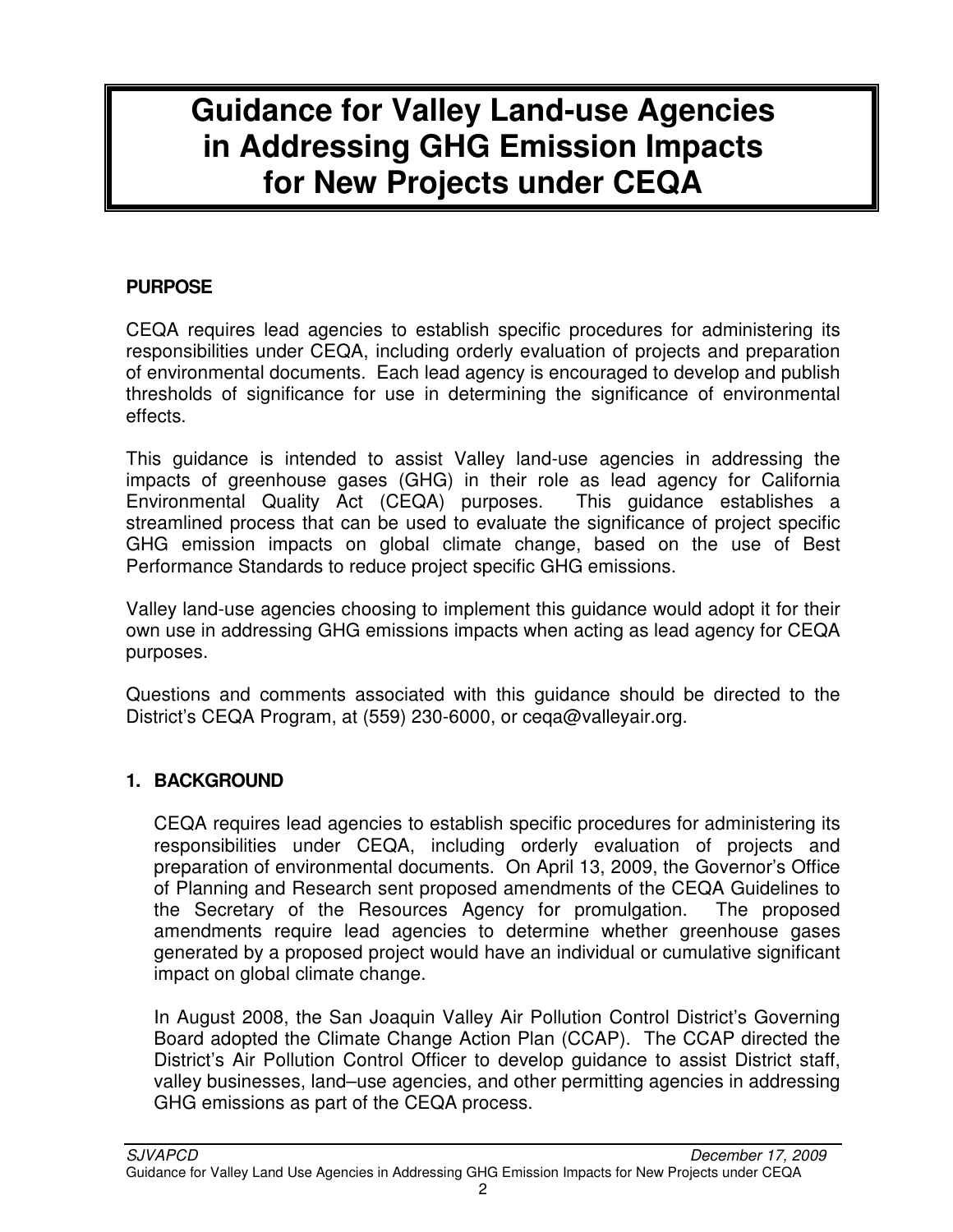# Guidance for Valley Land-use Agencies in Addressing GHG Emission Impacts for New Projects under CEQA

**PURPOSE**

CEQA requires lead agencies to establish specific procedures for administering its responsibilities under CEQA, including orderly evaluation of projects and preparation of environmental documents. Each lead agency is encouraged to develop and publish thresholds of significance for use in determining the significance of environmental effects.

This guidance is intended to assist Valley land-use agencies in addressing the impacts of greenhouse gases (GHG) in their role as lead agency for California Environmental Quality Act (CEQA) purposes. This guidance establishes a streamlined process that can be used to evaluate the significance of project specific GHG emission impacts on global climate change, based on the use of Best Performance Standards to reduce project specific GHG emissions.

Valley land-use agencies choosing to implement this guidance would adopt it for their own use in addressing GHG emissions impacts when acting as lead agency for CEQA purposes.

Questions and comments associated with this guidance should be directed to the District's CEQA Program, at (559) 230-6000, or ceqa@valleyair.org.

## 1. BACKGROUND

CEQA requires lead agencies to establish specific procedures for administering its responsibilities under CEQA, including orderly evaluation of projects and preparation of environmental documents. On April 13, 2009, the Governor's Office of Planning and Research sent proposed amendments of the CEQA Guidelines to the Secretary of the Resources Agency for promulgation. The proposed amendments require lead agencies to determine whether greenhouse gases generated by a proposed project would have an individual or cumulative significant impact on global climate change.

In August 2008, the San Joaquin Valley Air Pollution Control District's Governing Board adopted the Climate Change Action Plan (CCAP). The CCAP directed the District's Air Pollution Control Officer to develop guidance to assist District staff, valley businesses, land–use agencies, and other permitting agencies in addressing GHG emissions as part of the CEQA process.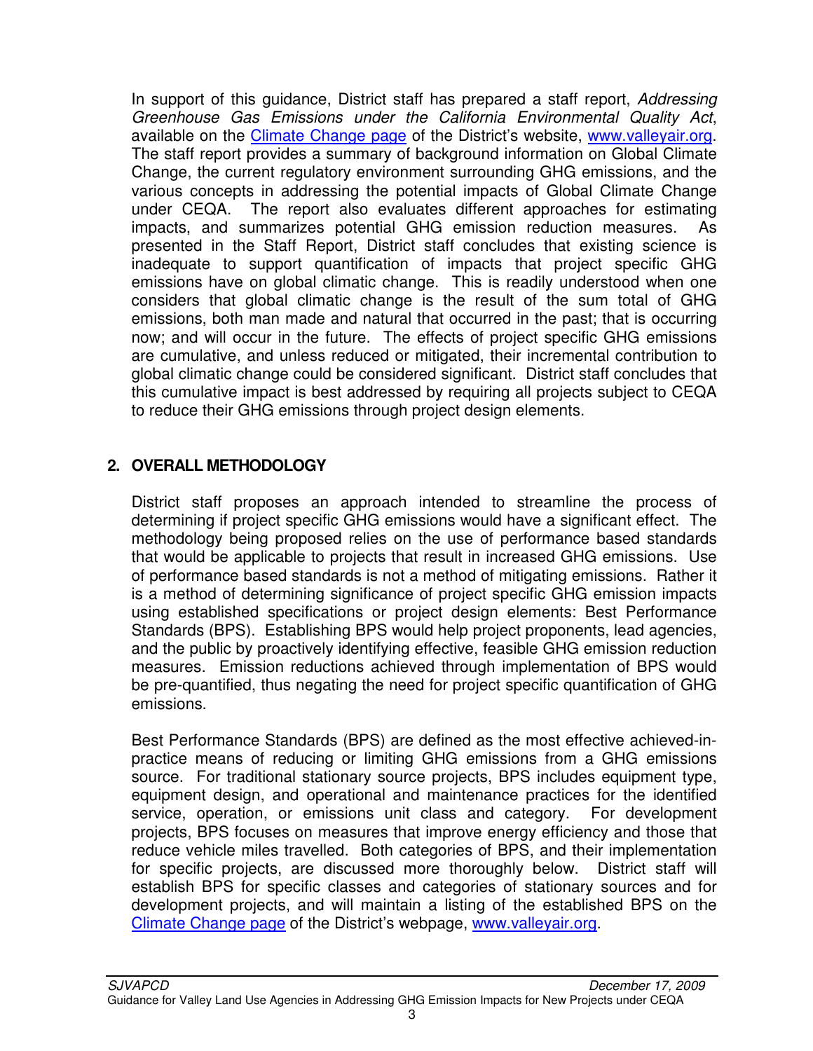In support of this guidance, District staff has prepared a staff report, *Addressing Greenhouse Gas Emissions under the California Environmental Quality Act*, available on the [Climate Change page](www.valleyair.org) of the District's website, [www.valleyair.org](www.valleyair.org). The staff report provides a summary of background information on Global Climate Change, the current regulatory environment surrounding GHG emissions, and the various concepts in addressing the potential impacts of Global Climate Change under CEQA. The report also evaluates different approaches for estimating impacts, and summarizes potential GHG emission reduction measures. As presented in the Staff Report, District staff concludes that existing science is inadequate to support quantification of impacts that project specific GHG emissions have on global climatic change. This is readily understood when one considers that global climatic change is the result of the sum total of GHG emissions, both man made and natural that occurred in the past; that is occurring now; and will occur in the future. The effects of project specific GHG emissions are cumulative, and unless reduced or mitigated, their incremental contribution to global climatic change could be considered significant. District staff concludes that this cumulative impact is best addressed by requiring all projects subject to CEQA to reduce their GHG emissions through project design elements.

## 2. OVERALL METHODOLOGY

District staff proposes an approach intended to streamline the process of determining if project specific GHG emissions would have a significant effect. The methodology being proposed relies on the use of performance based standards that would be applicable to projects that result in increased GHG emissions. Use of performance based standards is not a method of mitigating emissions. Rather it is a method of determining significance of project specific GHG emission impacts using established specifications or project design elements: Best Performance Standards (BPS). Establishing BPS would help project proponents, lead agencies, and the public by proactively identifying effective, feasible GHG emission reduction measures. Emission reductions achieved through implementation of BPS would be pre-quantified, thus negating the need for project specific quantification of GHG emissions.

Best Performance Standards (BPS) are defined as the most effective achieved-in-practice means of reducing or limiting GHG emissions from a GHG emissions source. For traditional stationary source projects, BPS includes equipment type, equipment design, and operational and maintenance practices for the identified service, operation, or emissions unit class and category. For development projects, BPS focuses on measures that improve energy efficiency and those that reduce vehicle miles travelled. Both categories of BPS, and their implementation for specific projects, are discussed more thoroughly below. District staff will establish BPS for specific classes and categories of stationary sources and for development projects, and will maintain a listing of the established BPS on the [Climate Change page](www.valleyair.org) of the District's webpage, [www.valleyair.org](www.valleyair.org).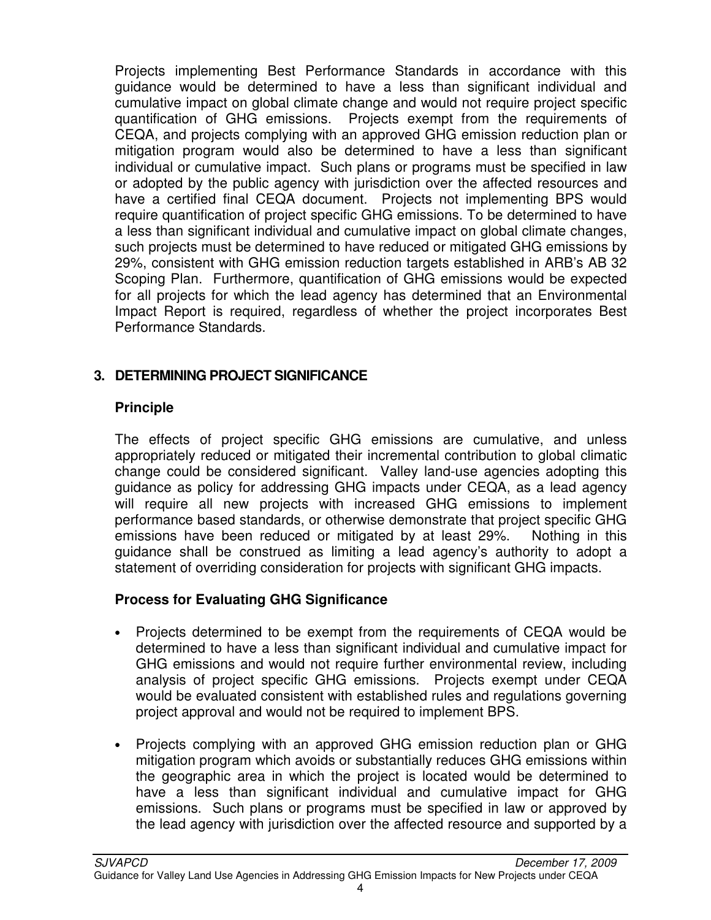Projects implementing Best Performance Standards in accordance with this guidance would be determined to have a less than significant individual and cumulative impact on global climate change and would not require project specific quantification of GHG emissions. Projects exempt from the requirements of CEQA, and projects complying with an approved GHG emission reduction plan or mitigation program would also be determined to have a less than significant individual or cumulative impact. Such plans or programs must be specified in law or adopted by the public agency with jurisdiction over the affected resources and have a certified final CEQA document. Projects not implementing BPS would require quantification of project specific GHG emissions. To be determined to have a less than significant individual and cumulative impact on global climate changes, such projects must be determined to have reduced or mitigated GHG emissions by 29%, consistent with GHG emission reduction targets established in ARB's AB 32 Scoping Plan. Furthermore, quantification of GHG emissions would be expected for all projects for which the lead agency has determined that an Environmental Impact Report is required, regardless of whether the project incorporates Best Performance Standards.

## 3. DETERMINING PROJECT SIGNIFICANCE

### Principle

The effects of project specific GHG emissions are cumulative, and unless appropriately reduced or mitigated their incremental contribution to global climatic change could be considered significant. Valley land-use agencies adopting this guidance as policy for addressing GHG impacts under CEQA, as a lead agency will require all new projects with increased GHG emissions to implement performance based standards, or otherwise demonstrate that project specific GHG emissions have been reduced or mitigated by at least 29%. Nothing in this guidance shall be construed as limiting a lead agency's authority to adopt a statement of overriding consideration for projects with significant GHG impacts.

### Process for Evaluating GHG Significance

- Projects determined to be exempt from the requirements of CEQA would be determined to have a less than significant individual and cumulative impact for GHG emissions and would not require further environmental review, including analysis of project specific GHG emissions. Projects exempt under CEQA would be evaluated consistent with established rules and regulations governing project approval and would not be required to implement BPS.

- Projects complying with an approved GHG emission reduction plan or GHG mitigation program which avoids or substantially reduces GHG emissions within the geographic area in which the project is located would be determined to have a less than significant individual and cumulative impact for GHG emissions. Such plans or programs must be specified in law or approved by the lead agency with jurisdiction over the affected resource and supported by a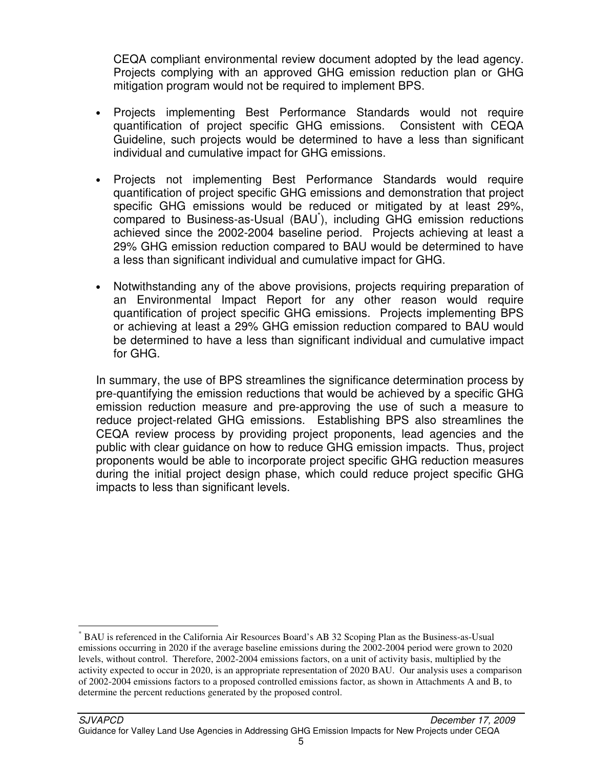CEQA compliant environmental review document adopted by the lead agency. Projects complying with an approved GHG emission reduction plan or GHG mitigation program would not be required to implement BPS.

- Projects implementing Best Performance Standards would not require quantification of project specific GHG emissions. Consistent with CEQA Guideline, such projects would be determined to have a less than significant individual and cumulative impact for GHG emissions.

- Projects not implementing Best Performance Standards would require quantification of project specific GHG emissions and demonstration that project specific GHG emissions would be reduced or mitigated by at least 29%, compared to Business-as-Usual (BAU[*]), including GHG emission reductions achieved since the 2002-2004 baseline period. Projects achieving at least a 29% GHG emission reduction compared to BAU would be determined to have a less than significant individual and cumulative impact for GHG.

- Notwithstanding any of the above provisions, projects requiring preparation of an Environmental Impact Report for any other reason would require quantification of project specific GHG emissions. Projects implementing BPS or achieving at least a 29% GHG emission reduction compared to BAU would be determined to have a less than significant individual and cumulative impact for GHG.

In summary, the use of BPS streamlines the significance determination process by pre-quantifying the emission reductions that would be achieved by a specific GHG emission reduction measure and pre-approving the use of such a measure to reduce project-related GHG emissions. Establishing BPS also streamlines the CEQA review process by providing project proponents, lead agencies and the public with clear guidance on how to reduce GHG emission impacts. Thus, project proponents would be able to incorporate project specific GHG reduction measures during the initial project design phase, which could reduce project specific GHG impacts to less than significant levels.

---

[*] BAU is referenced in the California Air Resources Board's AB 32 Scoping Plan as the Business-as-Usual emissions occurring in 2020 if the average baseline emissions during the 2002-2004 period were grown to 2020 levels, without control. Therefore, 2002-2004 emissions factors, on a unit of activity basis, multiplied by the activity expected to occur in 2020, is an appropriate representation of 2020 BAU. Our analysis uses a comparison of 2002-2004 emissions factors to a proposed controlled emissions factor, as shown in Attachments A and B, to determine the percent reductions generated by the proposed control.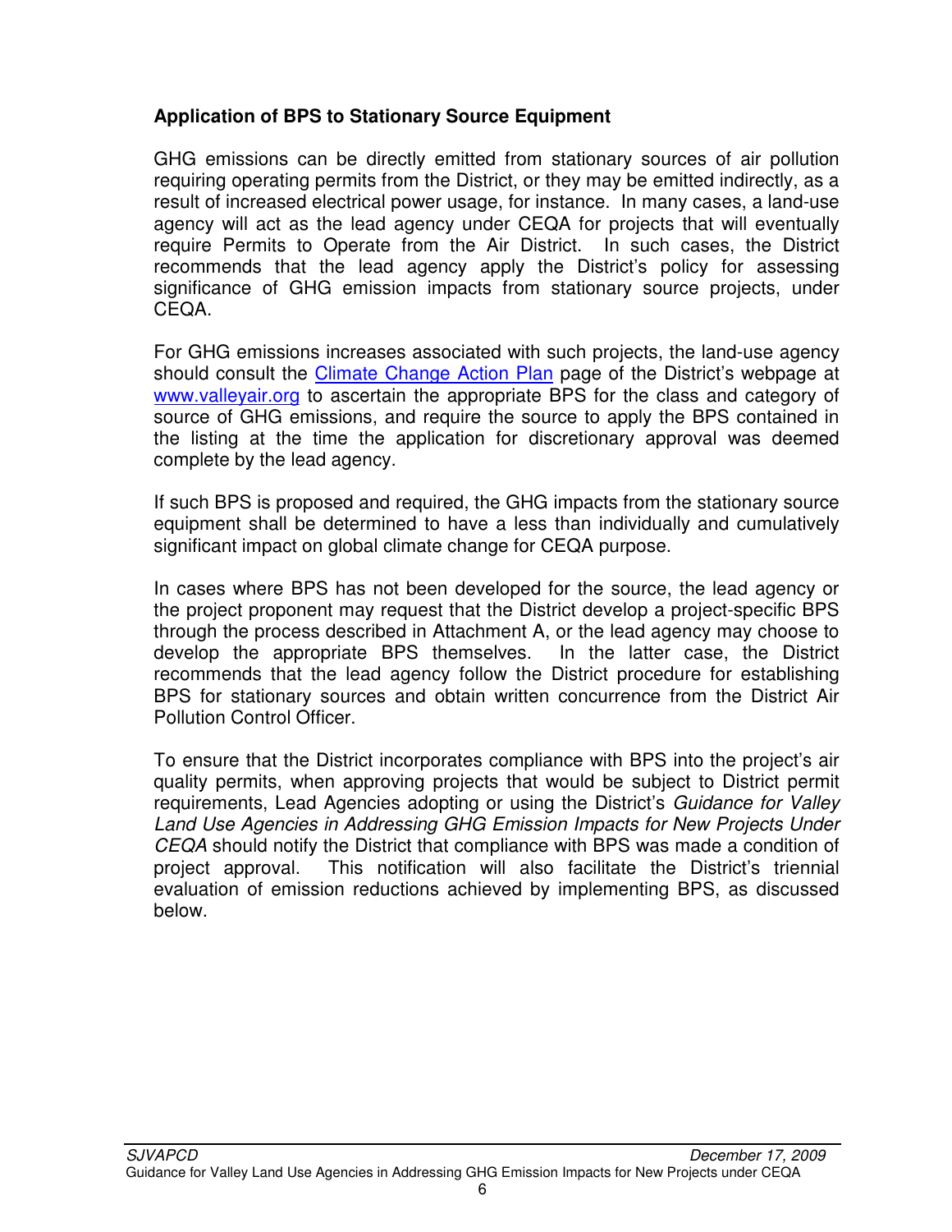### Application of BPS to Stationary Source Equipment

GHG emissions can be directly emitted from stationary sources of air pollution requiring operating permits from the District, or they may be emitted indirectly, as a result of increased electrical power usage, for instance. In many cases, a land-use agency will act as the lead agency under CEQA for projects that will eventually require Permits to Operate from the Air District. In such cases, the District recommends that the lead agency apply the District's policy for assessing significance of GHG emission impacts from stationary source projects, under CEQA.

For GHG emissions increases associated with such projects, the land-use agency should consult the [Climate Change Action Plan](Climate Change Action Plan) page of the District's webpage at [www.valleyair.org](www.valleyair.org) to ascertain the appropriate BPS for the class and category of source of GHG emissions, and require the source to apply the BPS contained in the listing at the time the application for discretionary approval was deemed complete by the lead agency.

If such BPS is proposed and required, the GHG impacts from the stationary source equipment shall be determined to have a less than individually and cumulatively significant impact on global climate change for CEQA purpose.

In cases where BPS has not been developed for the source, the lead agency or the project proponent may request that the District develop a project-specific BPS through the process described in Attachment A, or the lead agency may choose to develop the appropriate BPS themselves. In the latter case, the District recommends that the lead agency follow the District procedure for establishing BPS for stationary sources and obtain written concurrence from the District Air Pollution Control Officer.

To ensure that the District incorporates compliance with BPS into the project's air quality permits, when approving projects that would be subject to District permit requirements, Lead Agencies adopting or using the District's *Guidance for Valley Land Use Agencies in Addressing GHG Emission Impacts for New Projects Under CEQA* should notify the District that compliance with BPS was made a condition of project approval. This notification will also facilitate the District's triennial evaluation of emission reductions achieved by implementing BPS, as discussed below.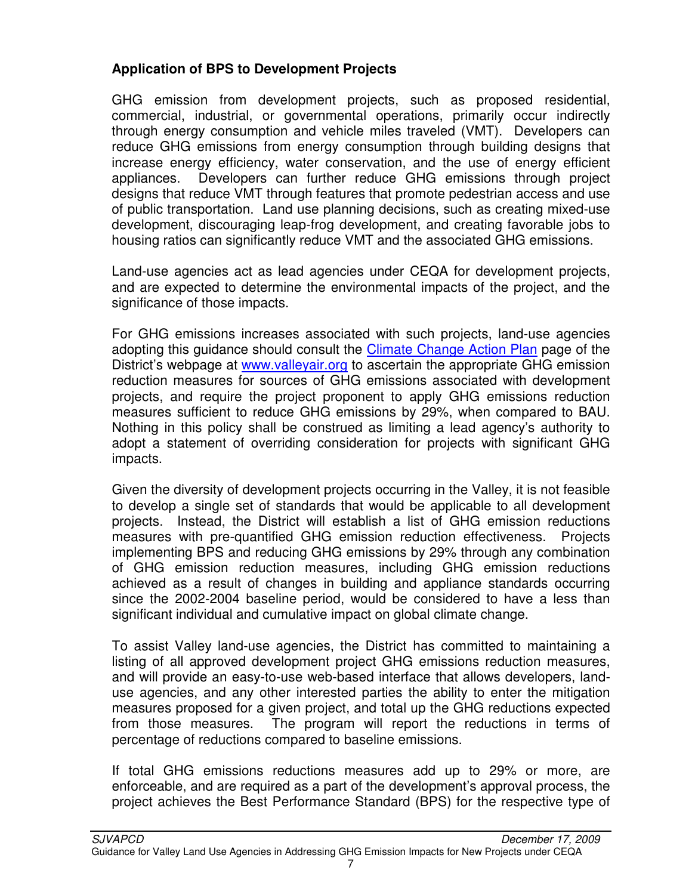**Application of BPS to Development Projects**

GHG emission from development projects, such as proposed residential, commercial, industrial, or governmental operations, primarily occur indirectly through energy consumption and vehicle miles traveled (VMT). Developers can reduce GHG emissions from energy consumption through building designs that increase energy efficiency, water conservation, and the use of energy efficient appliances. Developers can further reduce GHG emissions through project designs that reduce VMT through features that promote pedestrian access and use of public transportation. Land use planning decisions, such as creating mixed-use development, discouraging leap-frog development, and creating favorable jobs to housing ratios can significantly reduce VMT and the associated GHG emissions.

Land-use agencies act as lead agencies under CEQA for development projects, and are expected to determine the environmental impacts of the project, and the significance of those impacts.

For GHG emissions increases associated with such projects, land-use agencies adopting this guidance should consult the Climate Change Action Plan page of the District's webpage at www.valleyair.org to ascertain the appropriate GHG emission reduction measures for sources of GHG emissions associated with development projects, and require the project proponent to apply GHG emissions reduction measures sufficient to reduce GHG emissions by 29%, when compared to BAU. Nothing in this policy shall be construed as limiting a lead agency's authority to adopt a statement of overriding consideration for projects with significant GHG impacts.

Given the diversity of development projects occurring in the Valley, it is not feasible to develop a single set of standards that would be applicable to all development projects. Instead, the District will establish a list of GHG emission reductions measures with pre-quantified GHG emission reduction effectiveness. Projects implementing BPS and reducing GHG emissions by 29% through any combination of GHG emission reduction measures, including GHG emission reductions achieved as a result of changes in building and appliance standards occurring since the 2002-2004 baseline period, would be considered to have a less than significant individual and cumulative impact on global climate change.

To assist Valley land-use agencies, the District has committed to maintaining a listing of all approved development project GHG emissions reduction measures, and will provide an easy-to-use web-based interface that allows developers, land-use agencies, and any other interested parties the ability to enter the mitigation measures proposed for a given project, and total up the GHG reductions expected from those measures. The program will report the reductions in terms of percentage of reductions compared to baseline emissions.

If total GHG emissions reductions measures add up to 29% or more, are enforceable, and are required as a part of the development's approval process, the project achieves the Best Performance Standard (BPS) for the respective type of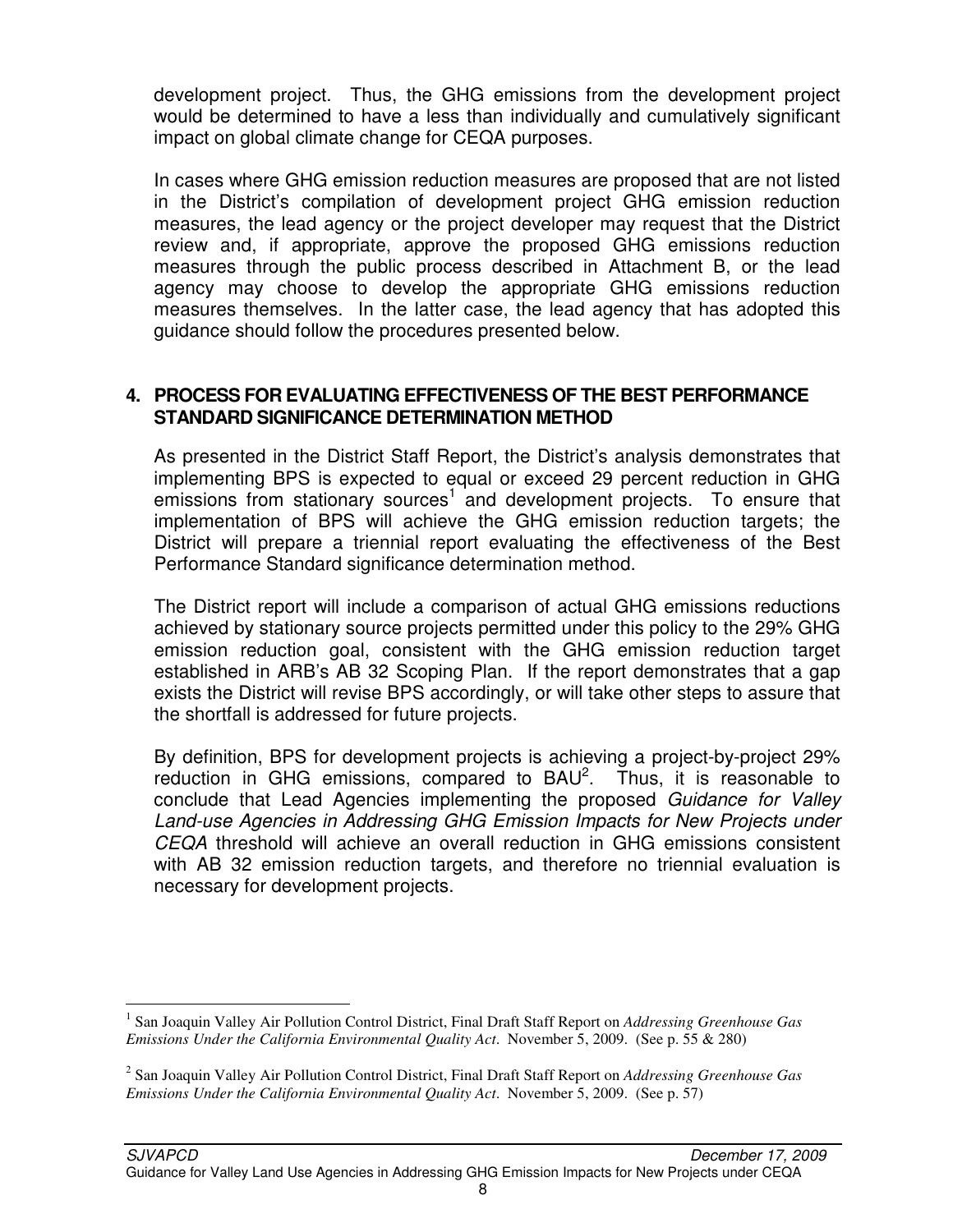development project. Thus, the GHG emissions from the development project would be determined to have a less than individually and cumulatively significant impact on global climate change for CEQA purposes.

In cases where GHG emission reduction measures are proposed that are not listed in the District's compilation of development project GHG emission reduction measures, the lead agency or the project developer may request that the District review and, if appropriate, approve the proposed GHG emissions reduction measures through the public process described in Attachment B, or the lead agency may choose to develop the appropriate GHG emissions reduction measures themselves. In the latter case, the lead agency that has adopted this guidance should follow the procedures presented below.

## 4. PROCESS FOR EVALUATING EFFECTIVENESS OF THE BEST PERFORMANCE STANDARD SIGNIFICANCE DETERMINATION METHOD

As presented in the District Staff Report, the District's analysis demonstrates that implementing BPS is expected to equal or exceed 29 percent reduction in GHG emissions from stationary sources[1] and development projects. To ensure that implementation of BPS will achieve the GHG emission reduction targets; the District will prepare a triennial report evaluating the effectiveness of the Best Performance Standard significance determination method.

The District report will include a comparison of actual GHG emissions reductions achieved by stationary source projects permitted under this policy to the 29% GHG emission reduction goal, consistent with the GHG emission reduction target established in ARB's AB 32 Scoping Plan. If the report demonstrates that a gap exists the District will revise BPS accordingly, or will take other steps to assure that the shortfall is addressed for future projects.

By definition, BPS for development projects is achieving a project-by-project 29% reduction in GHG emissions, compared to BAU[2]. Thus, it is reasonable to conclude that Lead Agencies implementing the proposed *Guidance for Valley Land-use Agencies in Addressing GHG Emission Impacts for New Projects under CEQA* threshold will achieve an overall reduction in GHG emissions consistent with AB 32 emission reduction targets, and therefore no triennial evaluation is necessary for development projects.

---

[1] San Joaquin Valley Air Pollution Control District, Final Draft Staff Report on *Addressing Greenhouse Gas Emissions Under the California Environmental Quality Act*. November 5, 2009. (See p. 55 & 280)

[2] San Joaquin Valley Air Pollution Control District, Final Draft Staff Report on *Addressing Greenhouse Gas Emissions Under the California Environmental Quality Act*. November 5, 2009. (See p. 57)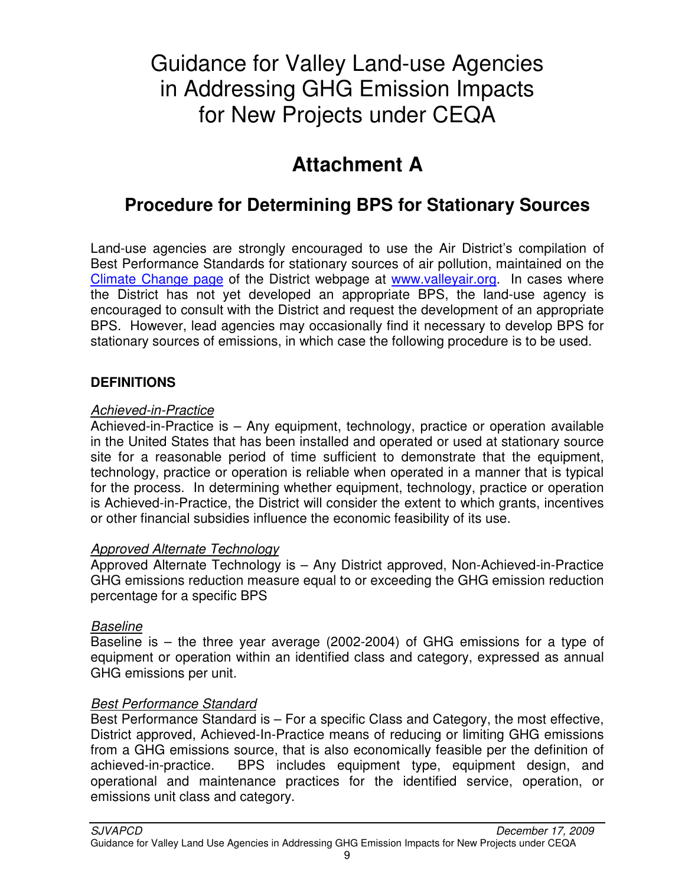# Guidance for Valley Land-use Agencies in Addressing GHG Emission Impacts for New Projects under CEQA

## Attachment A

## Procedure for Determining BPS for Stationary Sources

Land-use agencies are strongly encouraged to use the Air District's compilation of Best Performance Standards for stationary sources of air pollution, maintained on the Climate Change page of the District webpage at www.valleyair.org. In cases where the District has not yet developed an appropriate BPS, the land-use agency is encouraged to consult with the District and request the development of an appropriate BPS. However, lead agencies may occasionally find it necessary to develop BPS for stationary sources of emissions, in which case the following procedure is to be used.

### DEFINITIONS

*Achieved-in-Practice*

Achieved-in-Practice is – Any equipment, technology, practice or operation available in the United States that has been installed and operated or used at stationary source site for a reasonable period of time sufficient to demonstrate that the equipment, technology, practice or operation is reliable when operated in a manner that is typical for the process. In determining whether equipment, technology, practice or operation is Achieved-in-Practice, the District will consider the extent to which grants, incentives or other financial subsidies influence the economic feasibility of its use.

*Approved Alternate Technology*

Approved Alternate Technology is – Any District approved, Non-Achieved-in-Practice GHG emissions reduction measure equal to or exceeding the GHG emission reduction percentage for a specific BPS

*Baseline*

Baseline is – the three year average (2002-2004) of GHG emissions for a type of equipment or operation within an identified class and category, expressed as annual GHG emissions per unit.

*Best Performance Standard*

Best Performance Standard is – For a specific Class and Category, the most effective, District approved, Achieved-In-Practice means of reducing or limiting GHG emissions from a GHG emissions source, that is also economically feasible per the definition of achieved-in-practice. BPS includes equipment type, equipment design, and operational and maintenance practices for the identified service, operation, or emissions unit class and category.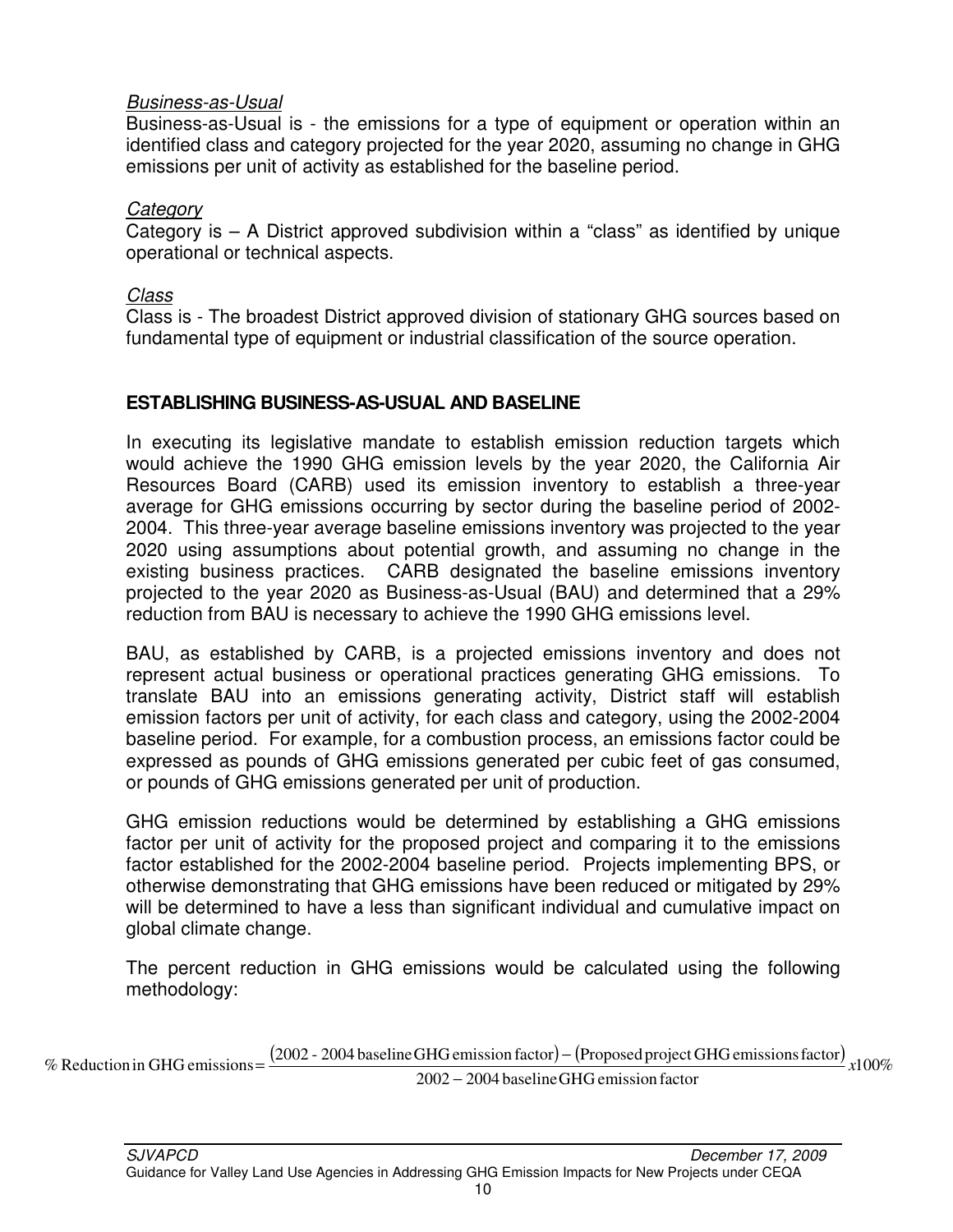*Business-as-Usual*

Business-as-Usual is - the emissions for a type of equipment or operation within an identified class and category projected for the year 2020, assuming no change in GHG emissions per unit of activity as established for the baseline period.

*Category*

Category is – A District approved subdivision within a "class" as identified by unique operational or technical aspects.

*Class*

Class is - The broadest District approved division of stationary GHG sources based on fundamental type of equipment or industrial classification of the source operation.

## ESTABLISHING BUSINESS-AS-USUAL AND BASELINE

In executing its legislative mandate to establish emission reduction targets which would achieve the 1990 GHG emission levels by the year 2020, the California Air Resources Board (CARB) used its emission inventory to establish a three-year average for GHG emissions occurring by sector during the baseline period of 2002-2004. This three-year average baseline emissions inventory was projected to the year 2020 using assumptions about potential growth, and assuming no change in the existing business practices. CARB designated the baseline emissions inventory projected to the year 2020 as Business-as-Usual (BAU) and determined that a 29% reduction from BAU is necessary to achieve the 1990 GHG emissions level.

BAU, as established by CARB, is a projected emissions inventory and does not represent actual business or operational practices generating GHG emissions. To translate BAU into an emissions generating activity, District staff will establish emission factors per unit of activity, for each class and category, using the 2002-2004 baseline period. For example, for a combustion process, an emissions factor could be expressed as pounds of GHG emissions generated per cubic feet of gas consumed, or pounds of GHG emissions generated per unit of production.

GHG emission reductions would be determined by establishing a GHG emissions factor per unit of activity for the proposed project and comparing it to the emissions factor established for the 2002-2004 baseline period. Projects implementing BPS, or otherwise demonstrating that GHG emissions have been reduced or mitigated by 29% will be determined to have a less than significant individual and cumulative impact on global climate change.

The percent reduction in GHG emissions would be calculated using the following methodology:

$$\%\ \text{Reduction in GHG emissions} = \frac{(\text{2002 - 2004 baseline GHG emission factor}) - (\text{Proposed project GHG emissions factor})}{\text{2002} - \text{2004 baseline GHG emission factor}} x100\%$$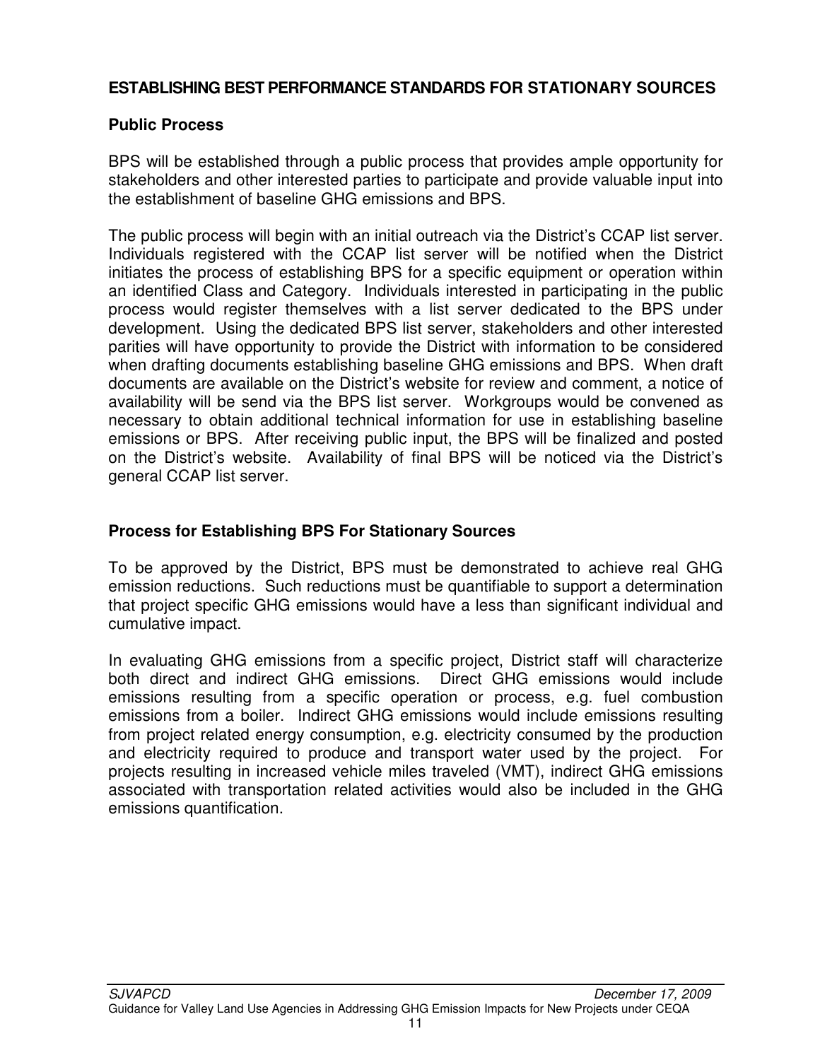## ESTABLISHING BEST PERFORMANCE STANDARDS FOR STATIONARY SOURCES

### Public Process

BPS will be established through a public process that provides ample opportunity for stakeholders and other interested parties to participate and provide valuable input into the establishment of baseline GHG emissions and BPS.

The public process will begin with an initial outreach via the District's CCAP list server. Individuals registered with the CCAP list server will be notified when the District initiates the process of establishing BPS for a specific equipment or operation within an identified Class and Category. Individuals interested in participating in the public process would register themselves with a list server dedicated to the BPS under development. Using the dedicated BPS list server, stakeholders and other interested parities will have opportunity to provide the District with information to be considered when drafting documents establishing baseline GHG emissions and BPS. When draft documents are available on the District's website for review and comment, a notice of availability will be send via the BPS list server. Workgroups would be convened as necessary to obtain additional technical information for use in establishing baseline emissions or BPS. After receiving public input, the BPS will be finalized and posted on the District's website. Availability of final BPS will be noticed via the District's general CCAP list server.

### Process for Establishing BPS For Stationary Sources

To be approved by the District, BPS must be demonstrated to achieve real GHG emission reductions. Such reductions must be quantifiable to support a determination that project specific GHG emissions would have a less than significant individual and cumulative impact.

In evaluating GHG emissions from a specific project, District staff will characterize both direct and indirect GHG emissions. Direct GHG emissions would include emissions resulting from a specific operation or process, e.g. fuel combustion emissions from a boiler. Indirect GHG emissions would include emissions resulting from project related energy consumption, e.g. electricity consumed by the production and electricity required to produce and transport water used by the project. For projects resulting in increased vehicle miles traveled (VMT), indirect GHG emissions associated with transportation related activities would also be included in the GHG emissions quantification.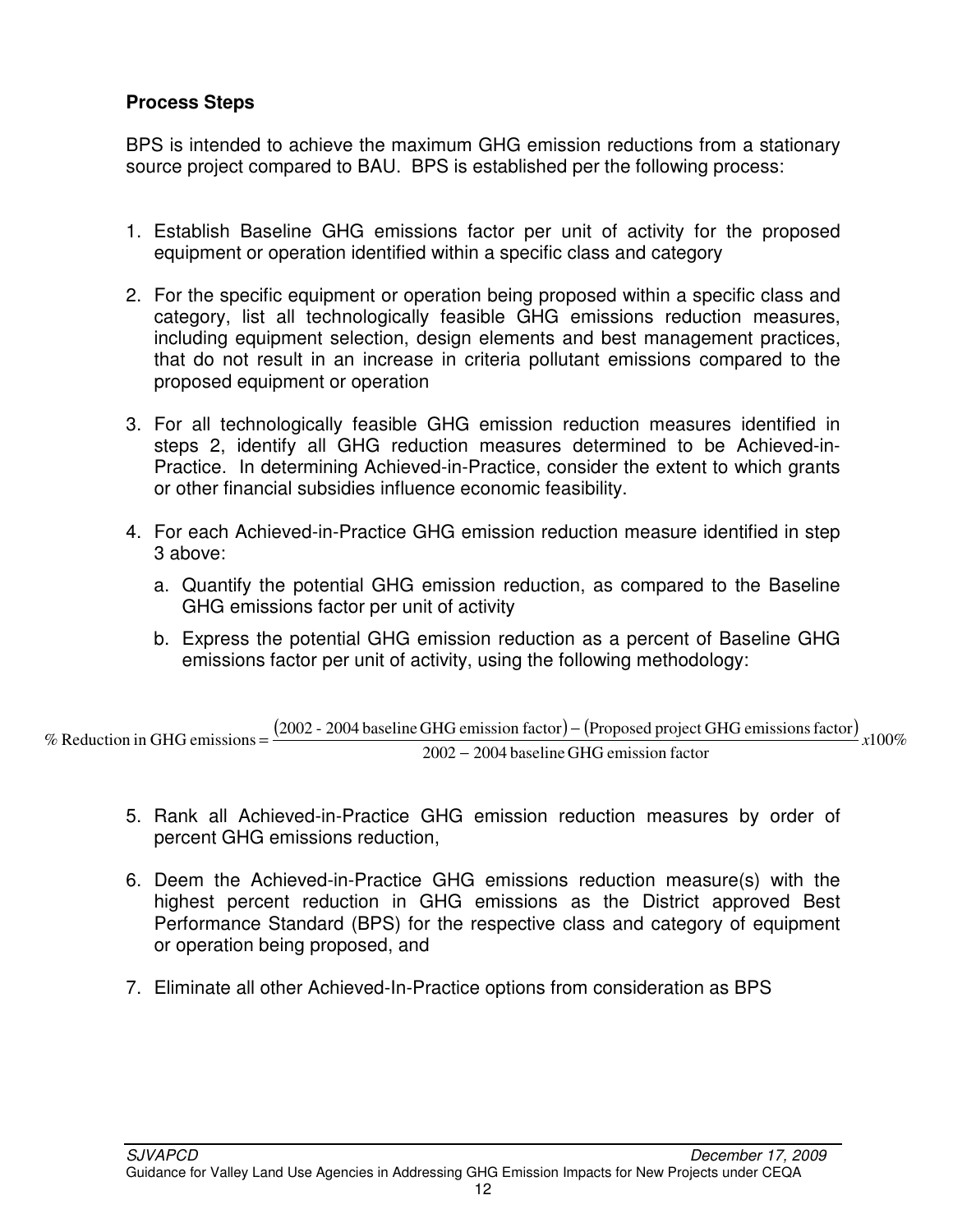**Process Steps**

BPS is intended to achieve the maximum GHG emission reductions from a stationary source project compared to BAU. BPS is established per the following process:

1. Establish Baseline GHG emissions factor per unit of activity for the proposed equipment or operation identified within a specific class and category
2. For the specific equipment or operation being proposed within a specific class and category, list all technologically feasible GHG emissions reduction measures, including equipment selection, design elements and best management practices, that do not result in an increase in criteria pollutant emissions compared to the proposed equipment or operation
3. For all technologically feasible GHG emission reduction measures identified in steps 2, identify all GHG reduction measures determined to be Achieved-in-Practice. In determining Achieved-in-Practice, consider the extent to which grants or other financial subsidies influence economic feasibility.
4. For each Achieved-in-Practice GHG emission reduction measure identified in step 3 above:
   a. Quantify the potential GHG emission reduction, as compared to the Baseline GHG emissions factor per unit of activity
   b. Express the potential GHG emission reduction as a percent of Baseline GHG emissions factor per unit of activity, using the following methodology:

$$\%\ \text{Reduction in GHG emissions} = \frac{(\text{2002 - 2004 baseline GHG emission factor}) - (\text{Proposed project GHG emissions factor})}{\text{2002} - \text{2004 baseline GHG emission factor}} x100\%$$

5. Rank all Achieved-in-Practice GHG emission reduction measures by order of percent GHG emissions reduction,
6. Deem the Achieved-in-Practice GHG emissions reduction measure(s) with the highest percent reduction in GHG emissions as the District approved Best Performance Standard (BPS) for the respective class and category of equipment or operation being proposed, and
7. Eliminate all other Achieved-In-Practice options from consideration as BPS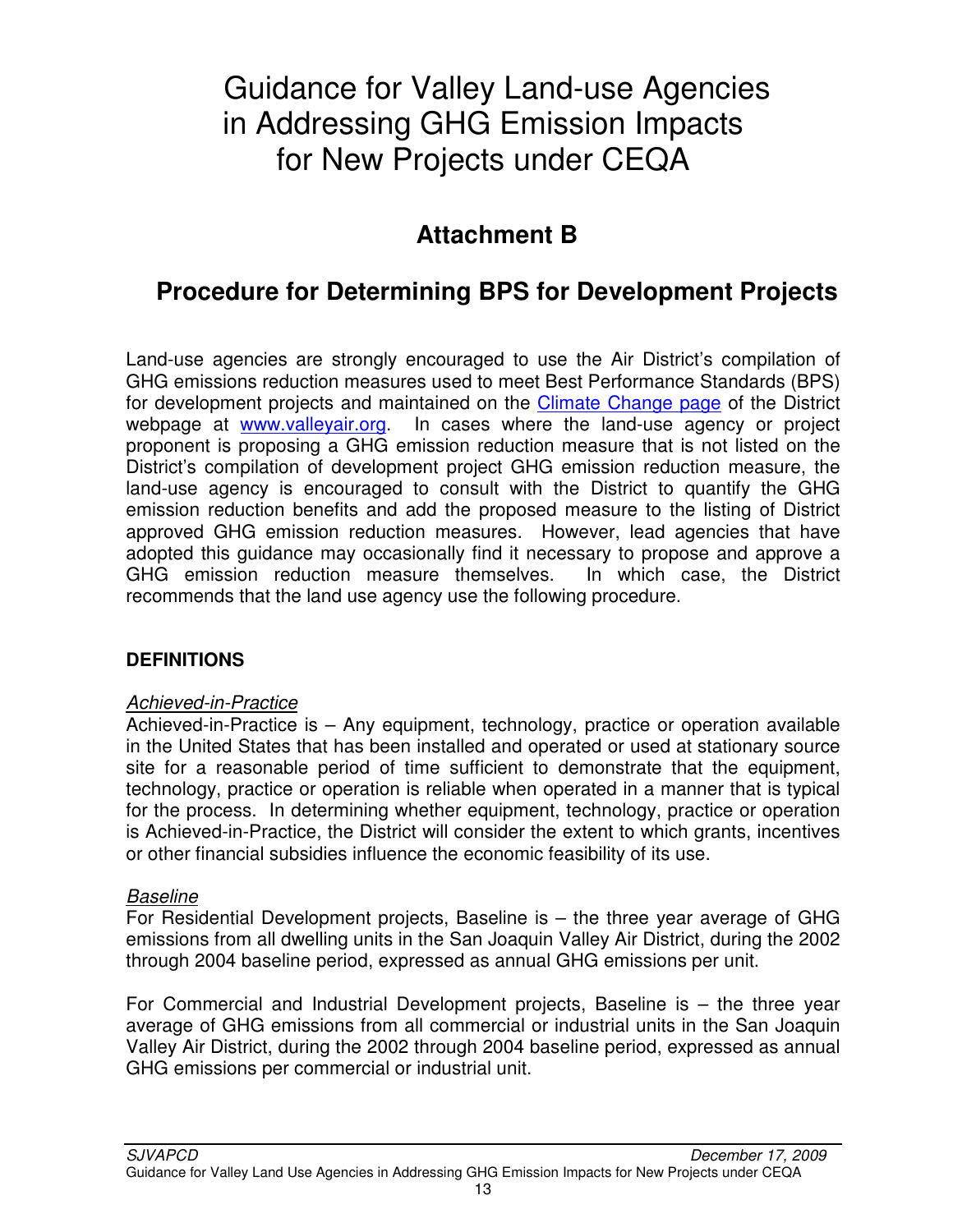# Guidance for Valley Land-use Agencies in Addressing GHG Emission Impacts for New Projects under CEQA

## Attachment B

## Procedure for Determining BPS for Development Projects

Land-use agencies are strongly encouraged to use the Air District's compilation of GHG emissions reduction measures used to meet Best Performance Standards (BPS) for development projects and maintained on the [Climate Change page](www.valleyair.org) of the District webpage at [www.valleyair.org](www.valleyair.org). In cases where the land-use agency or project proponent is proposing a GHG emission reduction measure that is not listed on the District's compilation of development project GHG emission reduction measure, the land-use agency is encouraged to consult with the District to quantify the GHG emission reduction benefits and add the proposed measure to the listing of District approved GHG emission reduction measures. However, lead agencies that have adopted this guidance may occasionally find it necessary to propose and approve a GHG emission reduction measure themselves. In which case, the District recommends that the land use agency use the following procedure.

**DEFINITIONS**

*Achieved-in-Practice*

Achieved-in-Practice is – Any equipment, technology, practice or operation available in the United States that has been installed and operated or used at stationary source site for a reasonable period of time sufficient to demonstrate that the equipment, technology, practice or operation is reliable when operated in a manner that is typical for the process. In determining whether equipment, technology, practice or operation is Achieved-in-Practice, the District will consider the extent to which grants, incentives or other financial subsidies influence the economic feasibility of its use.

*Baseline*

For Residential Development projects, Baseline is – the three year average of GHG emissions from all dwelling units in the San Joaquin Valley Air District, during the 2002 through 2004 baseline period, expressed as annual GHG emissions per unit.

For Commercial and Industrial Development projects, Baseline is – the three year average of GHG emissions from all commercial or industrial units in the San Joaquin Valley Air District, during the 2002 through 2004 baseline period, expressed as annual GHG emissions per commercial or industrial unit.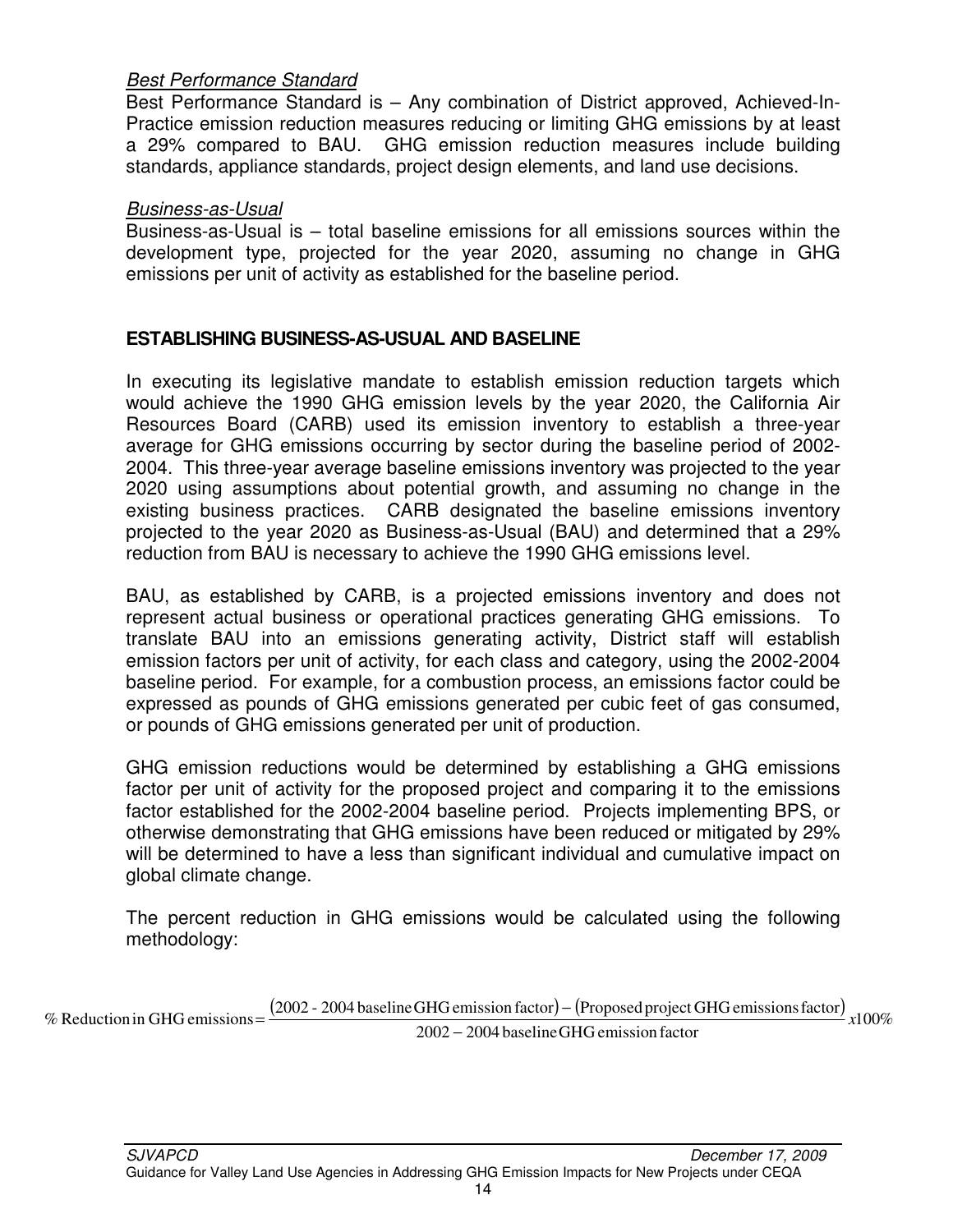*Best Performance Standard*
Best Performance Standard is – Any combination of District approved, Achieved-In-Practice emission reduction measures reducing or limiting GHG emissions by at least a 29% compared to BAU. GHG emission reduction measures include building standards, appliance standards, project design elements, and land use decisions.

*Business-as-Usual*
Business-as-Usual is – total baseline emissions for all emissions sources within the development type, projected for the year 2020, assuming no change in GHG emissions per unit of activity as established for the baseline period.

## ESTABLISHING BUSINESS-AS-USUAL AND BASELINE

In executing its legislative mandate to establish emission reduction targets which would achieve the 1990 GHG emission levels by the year 2020, the California Air Resources Board (CARB) used its emission inventory to establish a three-year average for GHG emissions occurring by sector during the baseline period of 2002-2004. This three-year average baseline emissions inventory was projected to the year 2020 using assumptions about potential growth, and assuming no change in the existing business practices. CARB designated the baseline emissions inventory projected to the year 2020 as Business-as-Usual (BAU) and determined that a 29% reduction from BAU is necessary to achieve the 1990 GHG emissions level.

BAU, as established by CARB, is a projected emissions inventory and does not represent actual business or operational practices generating GHG emissions. To translate BAU into an emissions generating activity, District staff will establish emission factors per unit of activity, for each class and category, using the 2002-2004 baseline period. For example, for a combustion process, an emissions factor could be expressed as pounds of GHG emissions generated per cubic feet of gas consumed, or pounds of GHG emissions generated per unit of production.

GHG emission reductions would be determined by establishing a GHG emissions factor per unit of activity for the proposed project and comparing it to the emissions factor established for the 2002-2004 baseline period. Projects implementing BPS, or otherwise demonstrating that GHG emissions have been reduced or mitigated by 29% will be determined to have a less than significant individual and cumulative impact on global climate change.

The percent reduction in GHG emissions would be calculated using the following methodology:

$$\%\ \text{Reduction in GHG emissions} = \frac{(\text{2002 - 2004 baseline GHG emission factor}) - (\text{Proposed project GHG emissions factor})}{\text{2002} - \text{2004 baseline GHG emission factor}} x100\%$$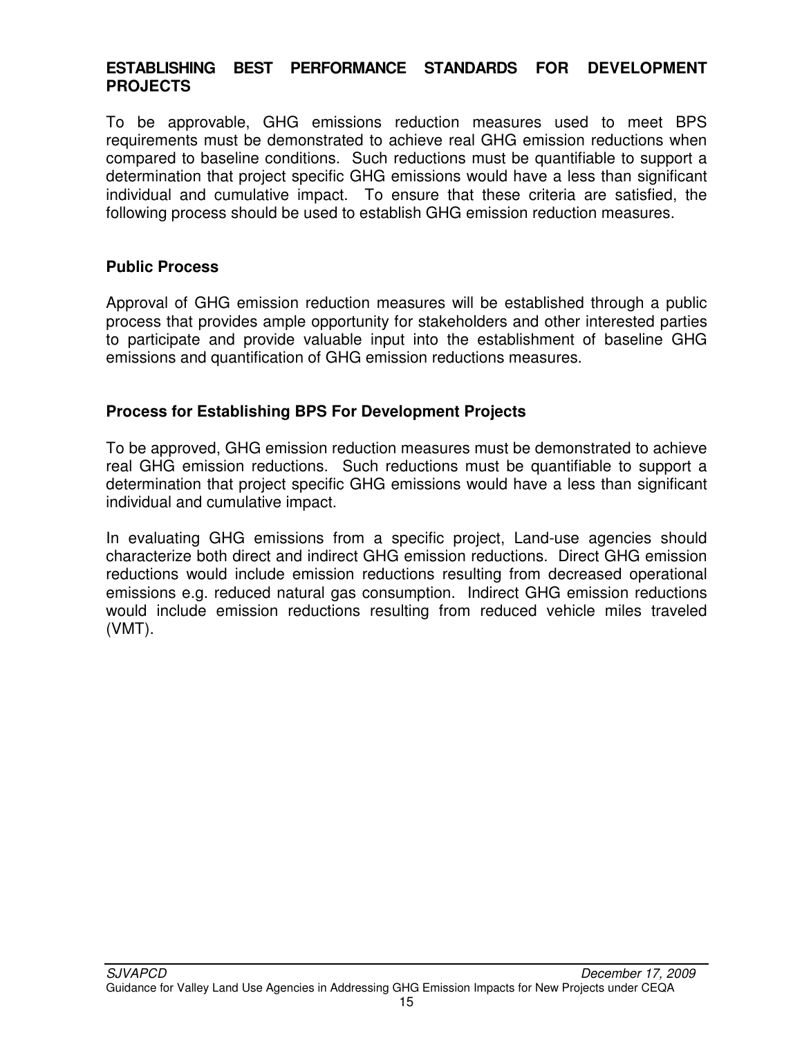## ESTABLISHING BEST PERFORMANCE STANDARDS FOR DEVELOPMENT PROJECTS

To be approvable, GHG emissions reduction measures used to meet BPS requirements must be demonstrated to achieve real GHG emission reductions when compared to baseline conditions. Such reductions must be quantifiable to support a determination that project specific GHG emissions would have a less than significant individual and cumulative impact. To ensure that these criteria are satisfied, the following process should be used to establish GHG emission reduction measures.

### Public Process

Approval of GHG emission reduction measures will be established through a public process that provides ample opportunity for stakeholders and other interested parties to participate and provide valuable input into the establishment of baseline GHG emissions and quantification of GHG emission reductions measures.

### Process for Establishing BPS For Development Projects

To be approved, GHG emission reduction measures must be demonstrated to achieve real GHG emission reductions. Such reductions must be quantifiable to support a determination that project specific GHG emissions would have a less than significant individual and cumulative impact.

In evaluating GHG emissions from a specific project, Land-use agencies should characterize both direct and indirect GHG emission reductions. Direct GHG emission reductions would include emission reductions resulting from decreased operational emissions e.g. reduced natural gas consumption. Indirect GHG emission reductions would include emission reductions resulting from reduced vehicle miles traveled (VMT).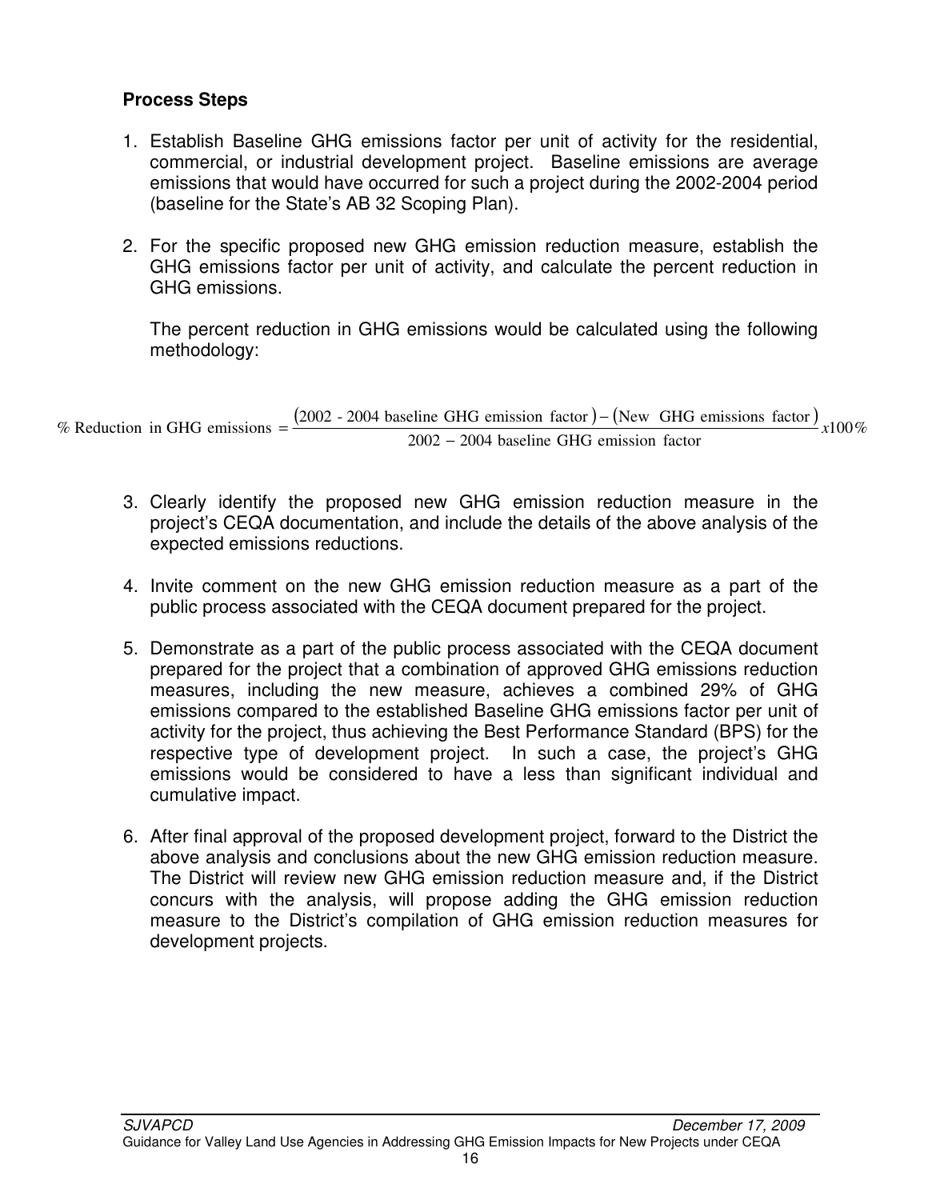**Process Steps**

1. Establish Baseline GHG emissions factor per unit of activity for the residential, commercial, or industrial development project. Baseline emissions are average emissions that would have occurred for such a project during the 2002-2004 period (baseline for the State's AB 32 Scoping Plan).

2. For the specific proposed new GHG emission reduction measure, establish the GHG emissions factor per unit of activity, and calculate the percent reduction in GHG emissions.

   The percent reduction in GHG emissions would be calculated using the following methodology:

$$\%\ \text{Reduction in GHG emissions} = \frac{(\text{2002 - 2004 baseline GHG emission factor}) - (\text{New GHG emissions factor})}{\text{2002} - \text{2004 baseline GHG emission factor}} x100\%$$

3. Clearly identify the proposed new GHG emission reduction measure in the project's CEQA documentation, and include the details of the above analysis of the expected emissions reductions.

4. Invite comment on the new GHG emission reduction measure as a part of the public process associated with the CEQA document prepared for the project.

5. Demonstrate as a part of the public process associated with the CEQA document prepared for the project that a combination of approved GHG emissions reduction measures, including the new measure, achieves a combined 29% of GHG emissions compared to the established Baseline GHG emissions factor per unit of activity for the project, thus achieving the Best Performance Standard (BPS) for the respective type of development project. In such a case, the project's GHG emissions would be considered to have a less than significant individual and cumulative impact.

6. After final approval of the proposed development project, forward to the District the above analysis and conclusions about the new GHG emission reduction measure. The District will review new GHG emission reduction measure and, if the District concurs with the analysis, will propose adding the GHG emission reduction measure to the District's compilation of GHG emission reduction measures for development projects.